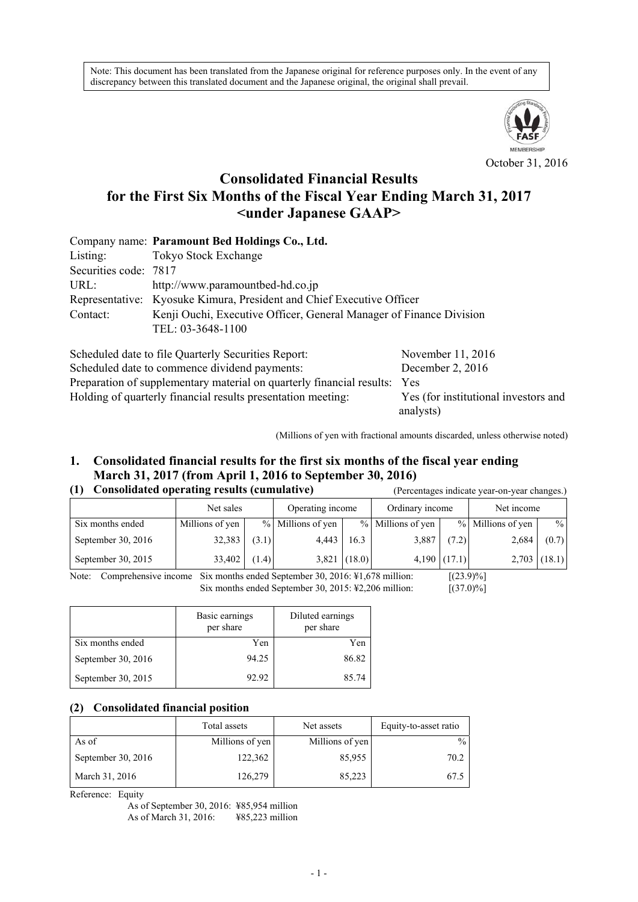Note: This document has been translated from the Japanese original for reference purposes only. In the event of any discrepancy between this translated document and the Japanese original, the original shall prevail.

October 31, 2016

# Consolidated Financial Results for the First Six Months of the Fiscal Year Ending March 31, 2017 <under Japanese GAAP>

Company name: **Paramount Bed Holdings Co., Ltd.**
Listing: Tokyo Stock Exchange
Securities code: 7817
URL: http://www.paramountbed-hd.co.jp
Representative: Kyosuke Kimura, President and Chief Executive Officer
Contact: Kenji Ouchi, Executive Officer, General Manager of Finance Division
TEL: 03-3648-1100

Scheduled date to file Quarterly Securities Report: November 11, 2016
Scheduled date to commence dividend payments: December 2, 2016
Preparation of supplementary material on quarterly financial results: Yes
Holding of quarterly financial results presentation meeting: Yes (for institutional investors and analysts)

(Millions of yen with fractional amounts discarded, unless otherwise noted)

## 1. Consolidated financial results for the first six months of the fiscal year ending March 31, 2017 (from April 1, 2016 to September 30, 2016)

### (1) Consolidated operating results (cumulative)

(Percentages indicate year-on-year changes.)

| | Net sales | | Operating income | | Ordinary income | | Net income | |
|---|---|---|---|---|---|---|---|---|
| Six months ended | Millions of yen | % | Millions of yen | % | Millions of yen | % | Millions of yen | % |
| September 30, 2016 | 32,383 | (3.1) | 4,443 | 16.3 | 3,887 | (7.2) | 2,684 | (0.7) |
| September 30, 2015 | 33,402 | (1.4) | 3,821 | (18.0) | 4,190 | (17.1) | 2,703 | (18.1) |

Note: Comprehensive income Six months ended September 30, 2016: ¥1,678 million: [(23.9)%]
Six months ended September 30, 2015: ¥2,206 million: [(37.0)%]

| | Basic earnings per share | Diluted earnings per share |
|---|---|---|
| Six months ended | Yen | Yen |
| September 30, 2016 | 94.25 | 86.82 |
| September 30, 2015 | 92.92 | 85.74 |

### (2) Consolidated financial position

| | Total assets | Net assets | Equity-to-asset ratio |
|---|---|---|---|
| As of | Millions of yen | Millions of yen | % |
| September 30, 2016 | 122,362 | 85,955 | 70.2 |
| March 31, 2016 | 126,279 | 85,223 | 67.5 |

Reference: Equity
As of September 30, 2016: ¥85,954 million
As of March 31, 2016: ¥85,223 million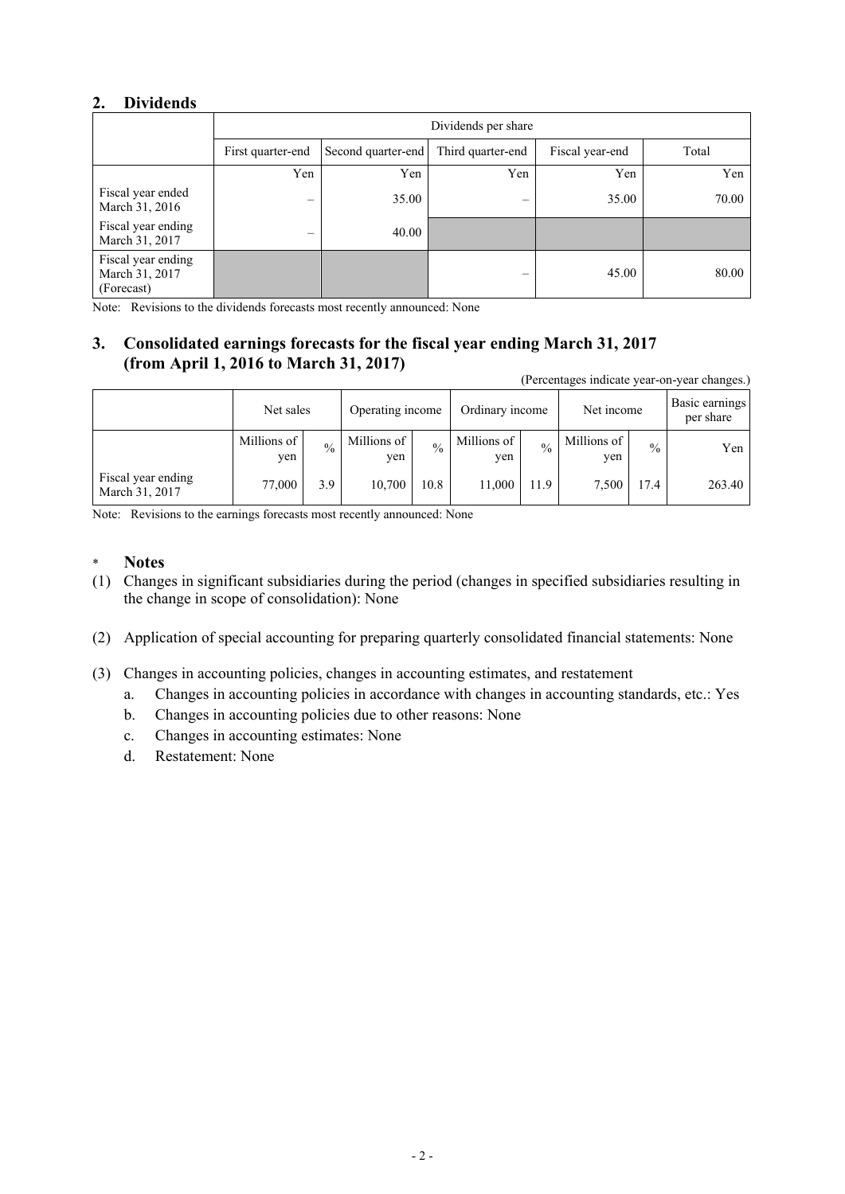## 2. Dividends

| | Dividends per share | | | | |
|---|---|---|---|---|---|
| | First quarter-end | Second quarter-end | Third quarter-end | Fiscal year-end | Total |
| | Yen | Yen | Yen | Yen | Yen |
| Fiscal year ended March 31, 2016 | – | 35.00 | – | 35.00 | 70.00 |
| Fiscal year ending March 31, 2017 | – | 40.00 | | | |
| Fiscal year ending March 31, 2017 (Forecast) | | | – | 45.00 | 80.00 |

Note: Revisions to the dividends forecasts most recently announced: None

## 3. Consolidated earnings forecasts for the fiscal year ending March 31, 2017 (from April 1, 2016 to March 31, 2017)

(Percentages indicate year-on-year changes.)

| | Net sales | | Operating income | | Ordinary income | | Net income | | Basic earnings per share |
|---|---|---|---|---|---|---|---|---|---|
| | Millions of yen | % | Millions of yen | % | Millions of yen | % | Millions of yen | % | Yen |
| Fiscal year ending March 31, 2017 | 77,000 | 3.9 | 10,700 | 10.8 | 11,000 | 11.9 | 7,500 | 17.4 | 263.40 |

Note: Revisions to the earnings forecasts most recently announced: None

## * Notes

(1) Changes in significant subsidiaries during the period (changes in specified subsidiaries resulting in the change in scope of consolidation): None

(2) Application of special accounting for preparing quarterly consolidated financial statements: None

(3) Changes in accounting policies, changes in accounting estimates, and restatement
  a. Changes in accounting policies in accordance with changes in accounting standards, etc.: Yes
  b. Changes in accounting policies due to other reasons: None
  c. Changes in accounting estimates: None
  d. Restatement: None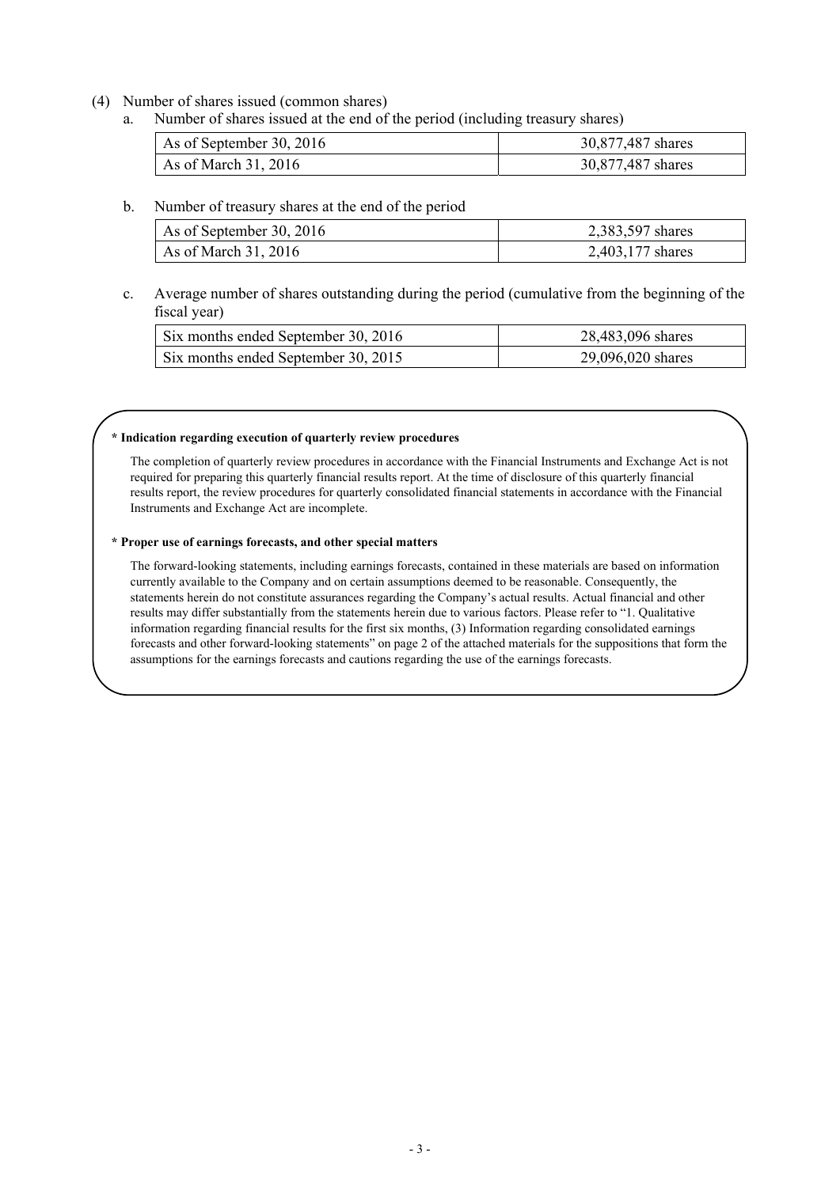(4) Number of shares issued (common shares)

a. Number of shares issued at the end of the period (including treasury shares)

| | |
|---|---|
| As of September 30, 2016 | 30,877,487 shares |
| As of March 31, 2016 | 30,877,487 shares |

b. Number of treasury shares at the end of the period

| | |
|---|---|
| As of September 30, 2016 | 2,383,597 shares |
| As of March 31, 2016 | 2,403,177 shares |

c. Average number of shares outstanding during the period (cumulative from the beginning of the fiscal year)

| | |
|---|---|
| Six months ended September 30, 2016 | 28,483,096 shares |
| Six months ended September 30, 2015 | 29,096,020 shares |

**\* Indication regarding execution of quarterly review procedures**

The completion of quarterly review procedures in accordance with the Financial Instruments and Exchange Act is not required for preparing this quarterly financial results report. At the time of disclosure of this quarterly financial results report, the review procedures for quarterly consolidated financial statements in accordance with the Financial Instruments and Exchange Act are incomplete.

**\* Proper use of earnings forecasts, and other special matters**

The forward-looking statements, including earnings forecasts, contained in these materials are based on information currently available to the Company and on certain assumptions deemed to be reasonable. Consequently, the statements herein do not constitute assurances regarding the Company's actual results. Actual financial and other results may differ substantially from the statements herein due to various factors. Please refer to "1. Qualitative information regarding financial results for the first six months, (3) Information regarding consolidated earnings forecasts and other forward-looking statements" on page 2 of the attached materials for the suppositions that form the assumptions for the earnings forecasts and cautions regarding the use of the earnings forecasts.